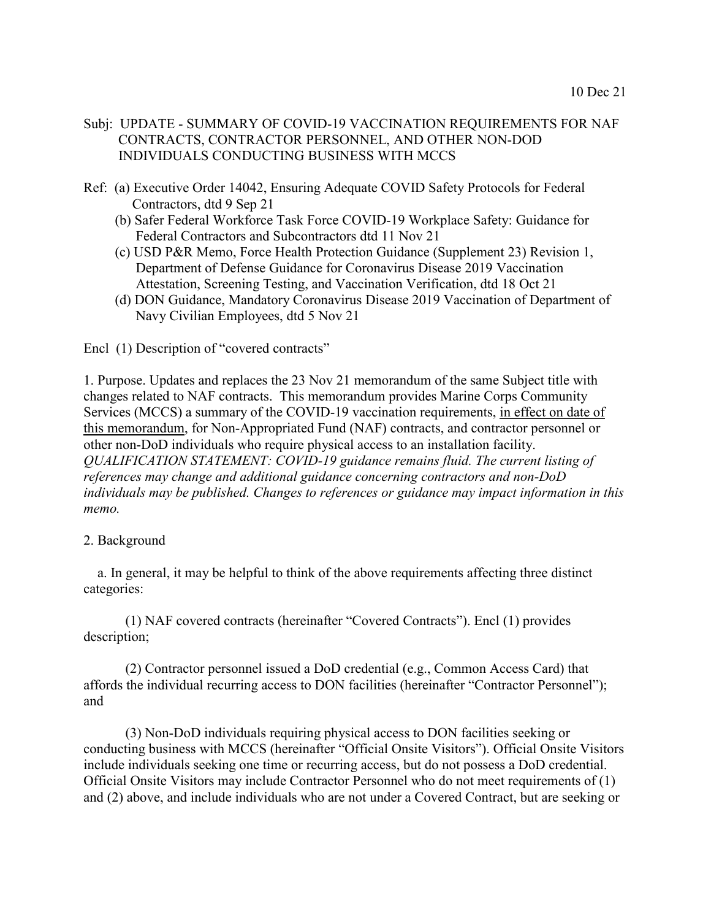10 Dec 21

Subj: UPDATE - SUMMARY OF COVID-19 VACCINATION REQUIREMENTS FOR NAF CONTRACTS, CONTRACTOR PERSONNEL, AND OTHER NON-DOD INDIVIDUALS CONDUCTING BUSINESS WITH MCCS

Ref: (a) Executive Order 14042, Ensuring Adequate COVID Safety Protocols for Federal Contractors, dtd 9 Sep 21
(b) Safer Federal Workforce Task Force COVID-19 Workplace Safety: Guidance for Federal Contractors and Subcontractors dtd 11 Nov 21
(c) USD P&R Memo, Force Health Protection Guidance (Supplement 23) Revision 1, Department of Defense Guidance for Coronavirus Disease 2019 Vaccination Attestation, Screening Testing, and Vaccination Verification, dtd 18 Oct 21
(d) DON Guidance, Mandatory Coronavirus Disease 2019 Vaccination of Department of Navy Civilian Employees, dtd 5 Nov 21

Encl (1) Description of "covered contracts"

1. Purpose. Updates and replaces the 23 Nov 21 memorandum of the same Subject title with changes related to NAF contracts. This memorandum provides Marine Corps Community Services (MCCS) a summary of the COVID-19 vaccination requirements, <u>in effect on date of this memorandum</u>, for Non-Appropriated Fund (NAF) contracts, and contractor personnel or other non-DoD individuals who require physical access to an installation facility. *QUALIFICATION STATEMENT: COVID-19 guidance remains fluid. The current listing of references may change and additional guidance concerning contractors and non-DoD individuals may be published. Changes to references or guidance may impact information in this memo.*

2. Background

a. In general, it may be helpful to think of the above requirements affecting three distinct categories:

(1) NAF covered contracts (hereinafter "Covered Contracts"). Encl (1) provides description;

(2) Contractor personnel issued a DoD credential (e.g., Common Access Card) that affords the individual recurring access to DON facilities (hereinafter "Contractor Personnel"); and

(3) Non-DoD individuals requiring physical access to DON facilities seeking or conducting business with MCCS (hereinafter "Official Onsite Visitors"). Official Onsite Visitors include individuals seeking one time or recurring access, but do not possess a DoD credential. Official Onsite Visitors may include Contractor Personnel who do not meet requirements of (1) and (2) above, and include individuals who are not under a Covered Contract, but are seeking or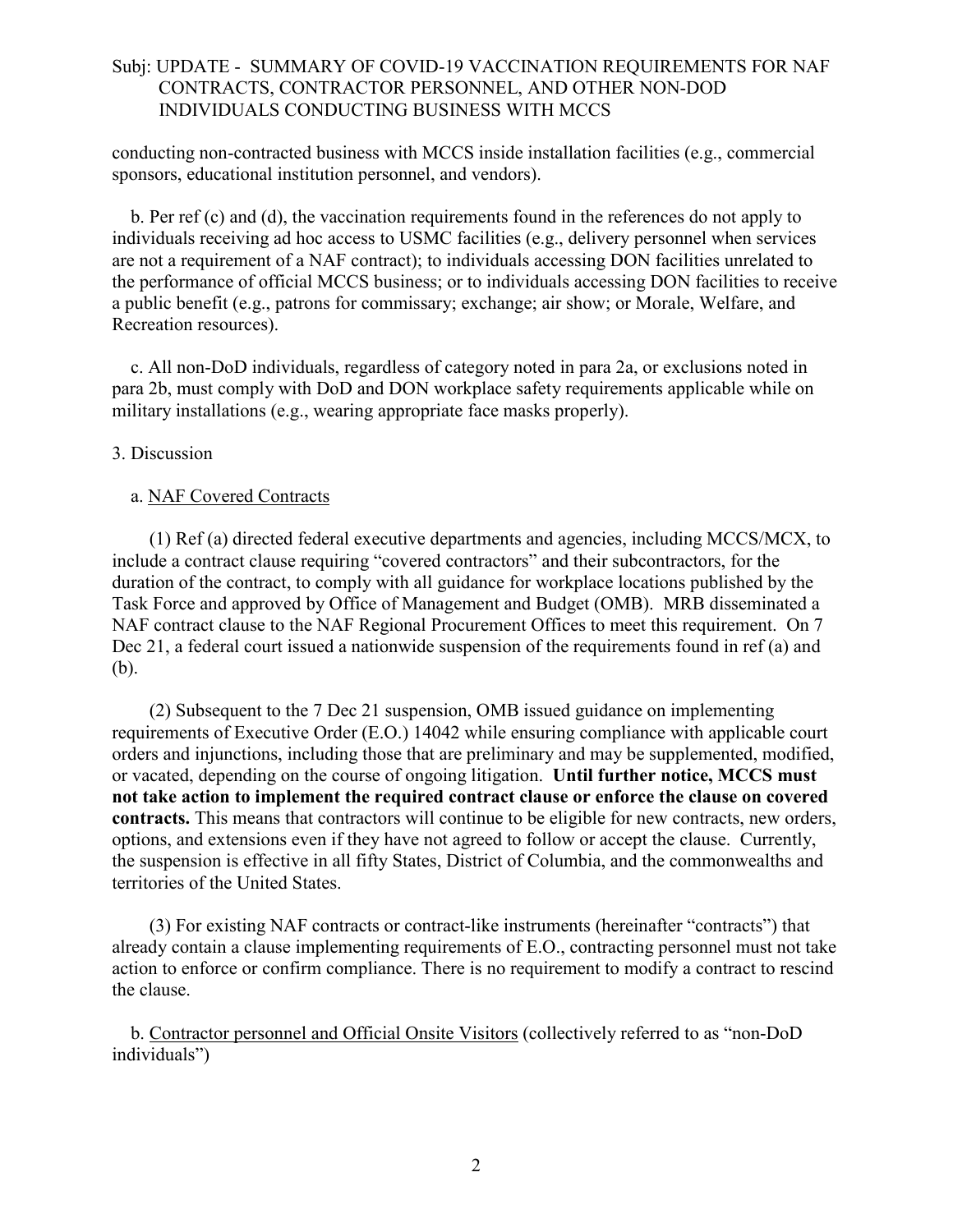Subj: UPDATE - SUMMARY OF COVID-19 VACCINATION REQUIREMENTS FOR NAF CONTRACTS, CONTRACTOR PERSONNEL, AND OTHER NON-DOD INDIVIDUALS CONDUCTING BUSINESS WITH MCCS

conducting non-contracted business with MCCS inside installation facilities (e.g., commercial sponsors, educational institution personnel, and vendors).

b. Per ref (c) and (d), the vaccination requirements found in the references do not apply to individuals receiving ad hoc access to USMC facilities (e.g., delivery personnel when services are not a requirement of a NAF contract); to individuals accessing DON facilities unrelated to the performance of official MCCS business; or to individuals accessing DON facilities to receive a public benefit (e.g., patrons for commissary; exchange; air show; or Morale, Welfare, and Recreation resources).

c. All non-DoD individuals, regardless of category noted in para 2a, or exclusions noted in para 2b, must comply with DoD and DON workplace safety requirements applicable while on military installations (e.g., wearing appropriate face masks properly).

3. Discussion

a. <u>NAF Covered Contracts</u>

(1) Ref (a) directed federal executive departments and agencies, including MCCS/MCX, to include a contract clause requiring "covered contractors" and their subcontractors, for the duration of the contract, to comply with all guidance for workplace locations published by the Task Force and approved by Office of Management and Budget (OMB). MRB disseminated a NAF contract clause to the NAF Regional Procurement Offices to meet this requirement. On 7 Dec 21, a federal court issued a nationwide suspension of the requirements found in ref (a) and (b).

(2) Subsequent to the 7 Dec 21 suspension, OMB issued guidance on implementing requirements of Executive Order (E.O.) 14042 while ensuring compliance with applicable court orders and injunctions, including those that are preliminary and may be supplemented, modified, or vacated, depending on the course of ongoing litigation. **Until further notice, MCCS must not take action to implement the required contract clause or enforce the clause on covered contracts.** This means that contractors will continue to be eligible for new contracts, new orders, options, and extensions even if they have not agreed to follow or accept the clause. Currently, the suspension is effective in all fifty States, District of Columbia, and the commonwealths and territories of the United States.

(3) For existing NAF contracts or contract-like instruments (hereinafter "contracts") that already contain a clause implementing requirements of E.O., contracting personnel must not take action to enforce or confirm compliance. There is no requirement to modify a contract to rescind the clause.

b. <u>Contractor personnel and Official Onsite Visitors</u> (collectively referred to as "non-DoD individuals")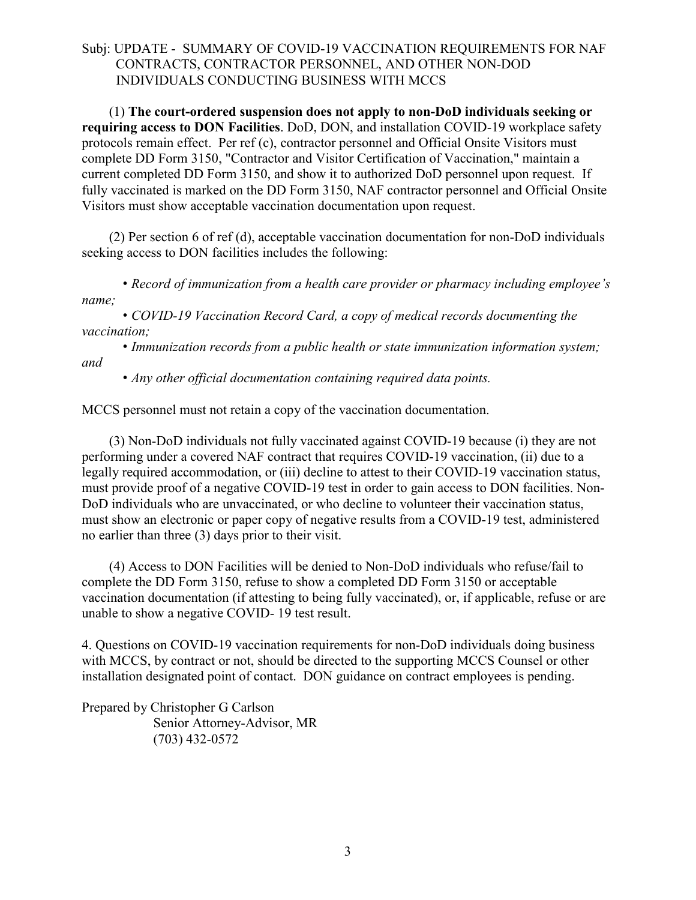Subj: UPDATE - SUMMARY OF COVID-19 VACCINATION REQUIREMENTS FOR NAF CONTRACTS, CONTRACTOR PERSONNEL, AND OTHER NON-DOD INDIVIDUALS CONDUCTING BUSINESS WITH MCCS

(1) **The court-ordered suspension does not apply to non-DoD individuals seeking or requiring access to DON Facilities**. DoD, DON, and installation COVID-19 workplace safety protocols remain effect. Per ref (c), contractor personnel and Official Onsite Visitors must complete DD Form 3150, "Contractor and Visitor Certification of Vaccination," maintain a current completed DD Form 3150, and show it to authorized DoD personnel upon request. If fully vaccinated is marked on the DD Form 3150, NAF contractor personnel and Official Onsite Visitors must show acceptable vaccination documentation upon request.

(2) Per section 6 of ref (d), acceptable vaccination documentation for non-DoD individuals seeking access to DON facilities includes the following:

- *Record of immunization from a health care provider or pharmacy including employee's name;*
- *COVID-19 Vaccination Record Card, a copy of medical records documenting the vaccination;*
- *Immunization records from a public health or state immunization information system; and*
- *Any other official documentation containing required data points.*

MCCS personnel must not retain a copy of the vaccination documentation.

(3) Non-DoD individuals not fully vaccinated against COVID-19 because (i) they are not performing under a covered NAF contract that requires COVID-19 vaccination, (ii) due to a legally required accommodation, or (iii) decline to attest to their COVID-19 vaccination status, must provide proof of a negative COVID-19 test in order to gain access to DON facilities. Non-DoD individuals who are unvaccinated, or who decline to volunteer their vaccination status, must show an electronic or paper copy of negative results from a COVID-19 test, administered no earlier than three (3) days prior to their visit.

(4) Access to DON Facilities will be denied to Non-DoD individuals who refuse/fail to complete the DD Form 3150, refuse to show a completed DD Form 3150 or acceptable vaccination documentation (if attesting to being fully vaccinated), or, if applicable, refuse or are unable to show a negative COVID- 19 test result.

4. Questions on COVID-19 vaccination requirements for non-DoD individuals doing business with MCCS, by contract or not, should be directed to the supporting MCCS Counsel or other installation designated point of contact. DON guidance on contract employees is pending.

Prepared by Christopher G Carlson
Senior Attorney-Advisor, MR
(703) 432-0572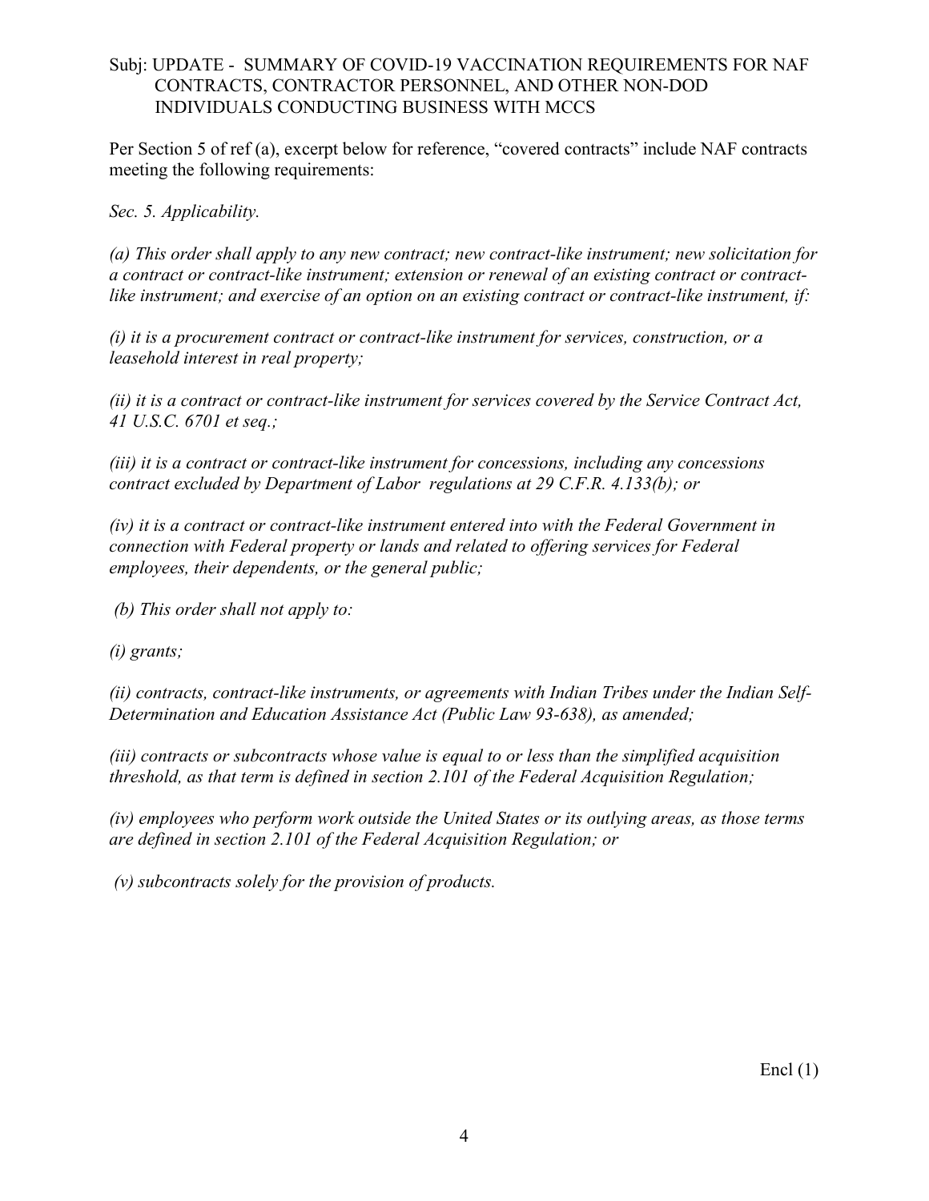Subj: UPDATE - SUMMARY OF COVID-19 VACCINATION REQUIREMENTS FOR NAF CONTRACTS, CONTRACTOR PERSONNEL, AND OTHER NON-DOD INDIVIDUALS CONDUCTING BUSINESS WITH MCCS

Per Section 5 of ref (a), excerpt below for reference, "covered contracts" include NAF contracts meeting the following requirements:

*Sec. 5. Applicability.*

*(a) This order shall apply to any new contract; new contract-like instrument; new solicitation for a contract or contract-like instrument; extension or renewal of an existing contract or contract-like instrument; and exercise of an option on an existing contract or contract-like instrument, if:*

*(i) it is a procurement contract or contract-like instrument for services, construction, or a leasehold interest in real property;*

*(ii) it is a contract or contract-like instrument for services covered by the Service Contract Act, 41 U.S.C. 6701 et seq.;*

*(iii) it is a contract or contract-like instrument for concessions, including any concessions contract excluded by Department of Labor regulations at 29 C.F.R. 4.133(b); or*

*(iv) it is a contract or contract-like instrument entered into with the Federal Government in connection with Federal property or lands and related to offering services for Federal employees, their dependents, or the general public;*

*(b) This order shall not apply to:*

*(i) grants;*

*(ii) contracts, contract-like instruments, or agreements with Indian Tribes under the Indian Self-Determination and Education Assistance Act (Public Law 93-638), as amended;*

*(iii) contracts or subcontracts whose value is equal to or less than the simplified acquisition threshold, as that term is defined in section 2.101 of the Federal Acquisition Regulation;*

*(iv) employees who perform work outside the United States or its outlying areas, as those terms are defined in section 2.101 of the Federal Acquisition Regulation; or*

*(v) subcontracts solely for the provision of products.*

Encl (1)